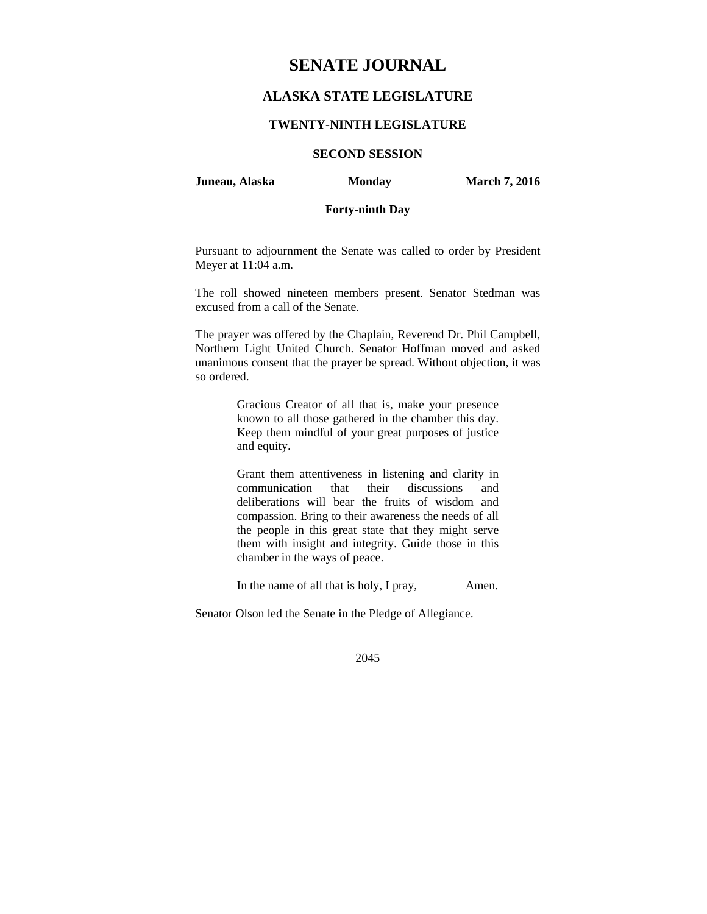# SENATE JOURNAL

## ALASKA STATE LEGISLATURE

### TWENTY-NINTH LEGISLATURE

### SECOND SESSION

**Juneau, Alaska** **Monday** **March 7, 2016**

**Forty-ninth Day**

Pursuant to adjournment the Senate was called to order by President Meyer at 11:04 a.m.

The roll showed nineteen members present. Senator Stedman was excused from a call of the Senate.

The prayer was offered by the Chaplain, Reverend Dr. Phil Campbell, Northern Light United Church. Senator Hoffman moved and asked unanimous consent that the prayer be spread. Without objection, it was so ordered.

> Gracious Creator of all that is, make your presence known to all those gathered in the chamber this day. Keep them mindful of your great purposes of justice and equity.
>
> Grant them attentiveness in listening and clarity in communication that their discussions and deliberations will bear the fruits of wisdom and compassion. Bring to their awareness the needs of all the people in this great state that they might serve them with insight and integrity. Guide those in this chamber in the ways of peace.
>
> In the name of all that is holy, I pray, Amen.

Senator Olson led the Senate in the Pledge of Allegiance.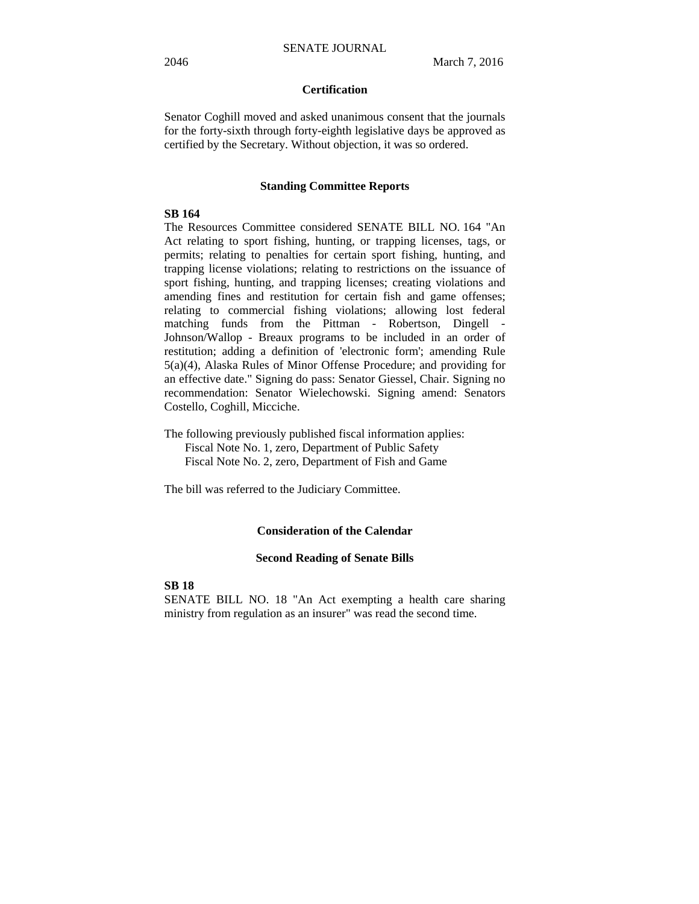## Certification

Senator Coghill moved and asked unanimous consent that the journals for the forty-sixth through forty-eighth legislative days be approved as certified by the Secretary. Without objection, it was so ordered.

## Standing Committee Reports

**SB 164**

The Resources Committee considered SENATE BILL NO. 164 "An Act relating to sport fishing, hunting, or trapping licenses, tags, or permits; relating to penalties for certain sport fishing, hunting, and trapping license violations; relating to restrictions on the issuance of sport fishing, hunting, and trapping licenses; creating violations and amending fines and restitution for certain fish and game offenses; relating to commercial fishing violations; allowing lost federal matching funds from the Pittman - Robertson, Dingell - Johnson/Wallop - Breaux programs to be included in an order of restitution; adding a definition of 'electronic form'; amending Rule 5(a)(4), Alaska Rules of Minor Offense Procedure; and providing for an effective date." Signing do pass: Senator Giessel, Chair. Signing no recommendation: Senator Wielechowski. Signing amend: Senators Costello, Coghill, Micciche.

The following previously published fiscal information applies:
Fiscal Note No. 1, zero, Department of Public Safety
Fiscal Note No. 2, zero, Department of Fish and Game

The bill was referred to the Judiciary Committee.

## Consideration of the Calendar

### Second Reading of Senate Bills

**SB 18**

SENATE BILL NO. 18 "An Act exempting a health care sharing ministry from regulation as an insurer" was read the second time.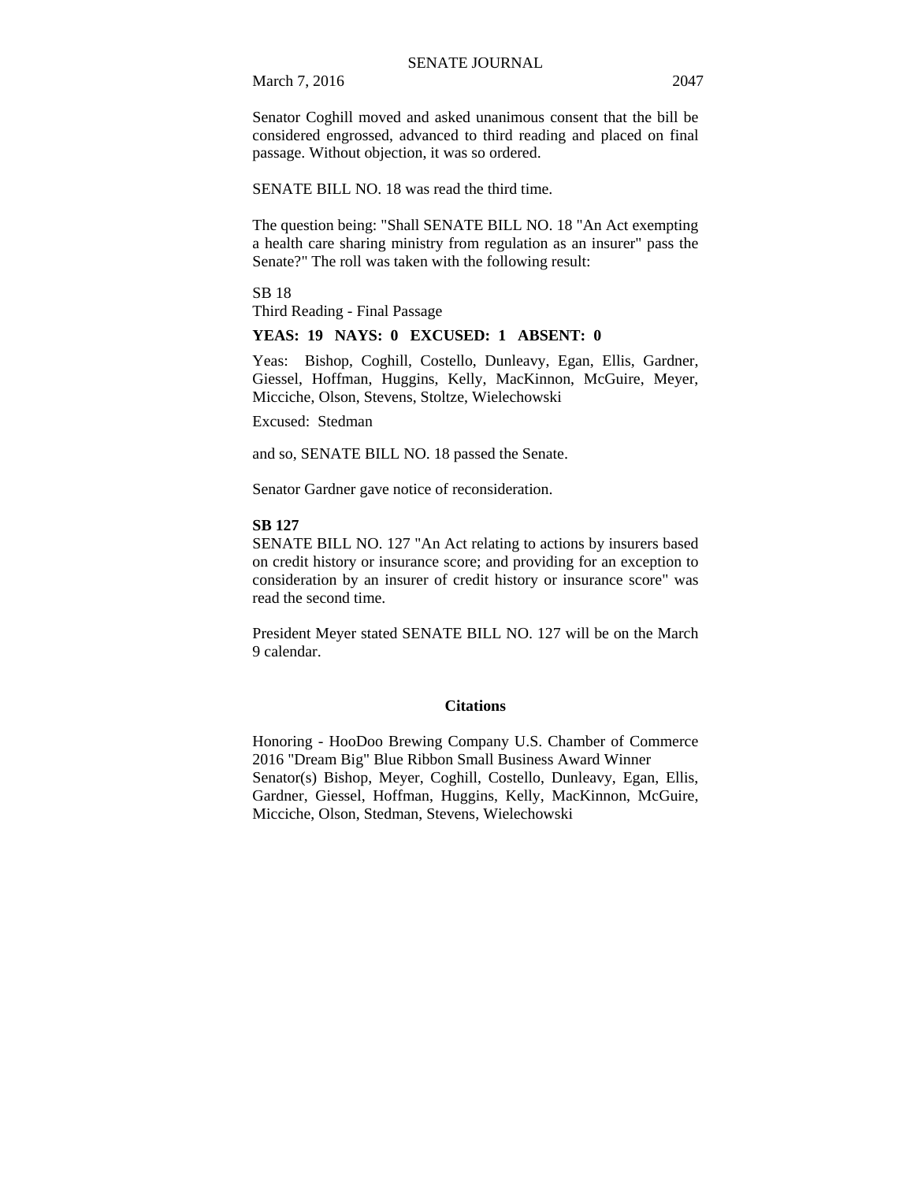Senator Coghill moved and asked unanimous consent that the bill be considered engrossed, advanced to third reading and placed on final passage. Without objection, it was so ordered.

SENATE BILL NO. 18 was read the third time.

The question being: "Shall SENATE BILL NO. 18 "An Act exempting a health care sharing ministry from regulation as an insurer" pass the Senate?" The roll was taken with the following result:

SB 18
Third Reading - Final Passage

**YEAS: 19 NAYS: 0 EXCUSED: 1 ABSENT: 0**

Yeas: Bishop, Coghill, Costello, Dunleavy, Egan, Ellis, Gardner, Giessel, Hoffman, Huggins, Kelly, MacKinnon, McGuire, Meyer, Micciche, Olson, Stevens, Stoltze, Wielechowski

Excused: Stedman

and so, SENATE BILL NO. 18 passed the Senate.

Senator Gardner gave notice of reconsideration.

**SB 127**
SENATE BILL NO. 127 "An Act relating to actions by insurers based on credit history or insurance score; and providing for an exception to consideration by an insurer of credit history or insurance score" was read the second time.

President Meyer stated SENATE BILL NO. 127 will be on the March 9 calendar.

## Citations

Honoring - HooDoo Brewing Company U.S. Chamber of Commerce 2016 "Dream Big" Blue Ribbon Small Business Award Winner
Senator(s) Bishop, Meyer, Coghill, Costello, Dunleavy, Egan, Ellis, Gardner, Giessel, Hoffman, Huggins, Kelly, MacKinnon, McGuire, Micciche, Olson, Stedman, Stevens, Wielechowski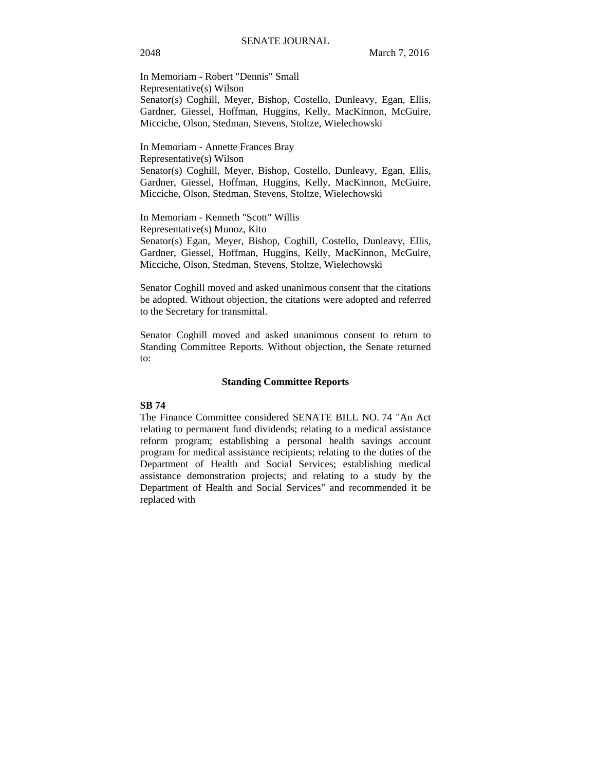In Memoriam - Robert "Dennis" Small
Representative(s) Wilson
Senator(s) Coghill, Meyer, Bishop, Costello, Dunleavy, Egan, Ellis, Gardner, Giessel, Hoffman, Huggins, Kelly, MacKinnon, McGuire, Micciche, Olson, Stedman, Stevens, Stoltze, Wielechowski

In Memoriam - Annette Frances Bray
Representative(s) Wilson
Senator(s) Coghill, Meyer, Bishop, Costello, Dunleavy, Egan, Ellis, Gardner, Giessel, Hoffman, Huggins, Kelly, MacKinnon, McGuire, Micciche, Olson, Stedman, Stevens, Stoltze, Wielechowski

In Memoriam - Kenneth "Scott" Willis
Representative(s) Munoz, Kito
Senator(s) Egan, Meyer, Bishop, Coghill, Costello, Dunleavy, Ellis, Gardner, Giessel, Hoffman, Huggins, Kelly, MacKinnon, McGuire, Micciche, Olson, Stedman, Stevens, Stoltze, Wielechowski

Senator Coghill moved and asked unanimous consent that the citations be adopted. Without objection, the citations were adopted and referred to the Secretary for transmittal.

Senator Coghill moved and asked unanimous consent to return to Standing Committee Reports. Without objection, the Senate returned to:

## Standing Committee Reports

**SB 74**
The Finance Committee considered SENATE BILL NO. 74 "An Act relating to permanent fund dividends; relating to a medical assistance reform program; establishing a personal health savings account program for medical assistance recipients; relating to the duties of the Department of Health and Social Services; establishing medical assistance demonstration projects; and relating to a study by the Department of Health and Social Services" and recommended it be replaced with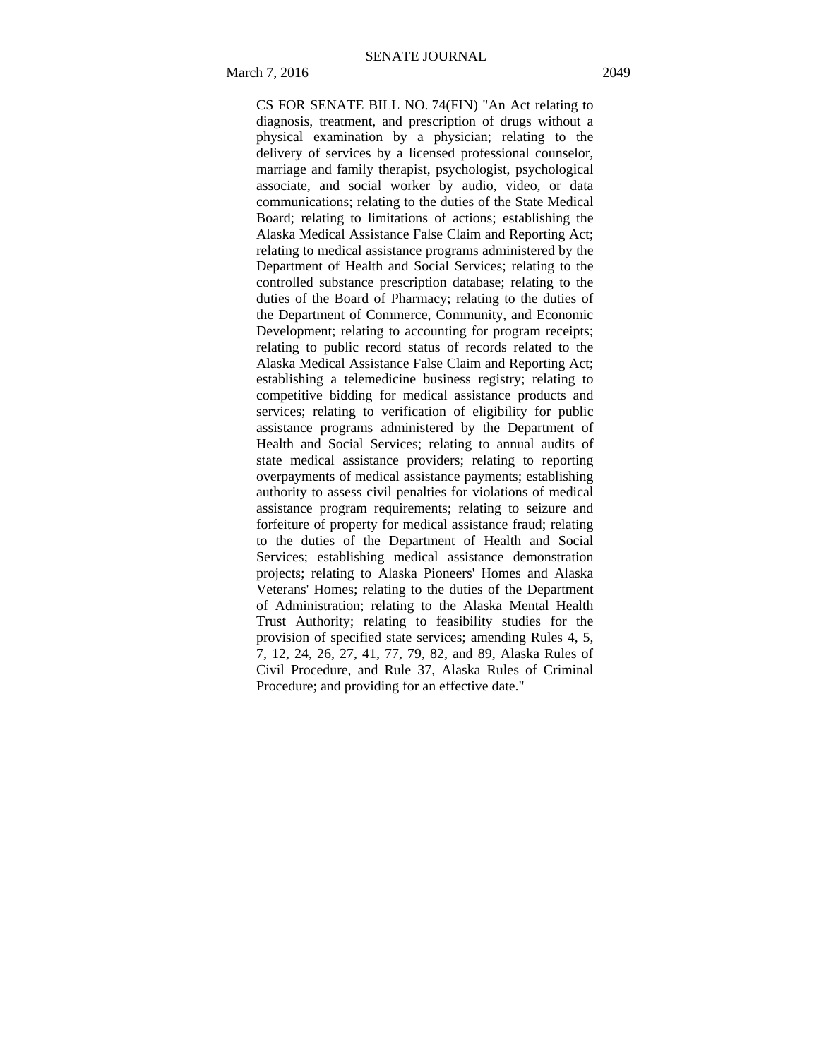CS FOR SENATE BILL NO. 74(FIN) "An Act relating to diagnosis, treatment, and prescription of drugs without a physical examination by a physician; relating to the delivery of services by a licensed professional counselor, marriage and family therapist, psychologist, psychological associate, and social worker by audio, video, or data communications; relating to the duties of the State Medical Board; relating to limitations of actions; establishing the Alaska Medical Assistance False Claim and Reporting Act; relating to medical assistance programs administered by the Department of Health and Social Services; relating to the controlled substance prescription database; relating to the duties of the Board of Pharmacy; relating to the duties of the Department of Commerce, Community, and Economic Development; relating to accounting for program receipts; relating to public record status of records related to the Alaska Medical Assistance False Claim and Reporting Act; establishing a telemedicine business registry; relating to competitive bidding for medical assistance products and services; relating to verification of eligibility for public assistance programs administered by the Department of Health and Social Services; relating to annual audits of state medical assistance providers; relating to reporting overpayments of medical assistance payments; establishing authority to assess civil penalties for violations of medical assistance program requirements; relating to seizure and forfeiture of property for medical assistance fraud; relating to the duties of the Department of Health and Social Services; establishing medical assistance demonstration projects; relating to Alaska Pioneers' Homes and Alaska Veterans' Homes; relating to the duties of the Department of Administration; relating to the Alaska Mental Health Trust Authority; relating to feasibility studies for the provision of specified state services; amending Rules 4, 5, 7, 12, 24, 26, 27, 41, 77, 79, 82, and 89, Alaska Rules of Civil Procedure, and Rule 37, Alaska Rules of Criminal Procedure; and providing for an effective date."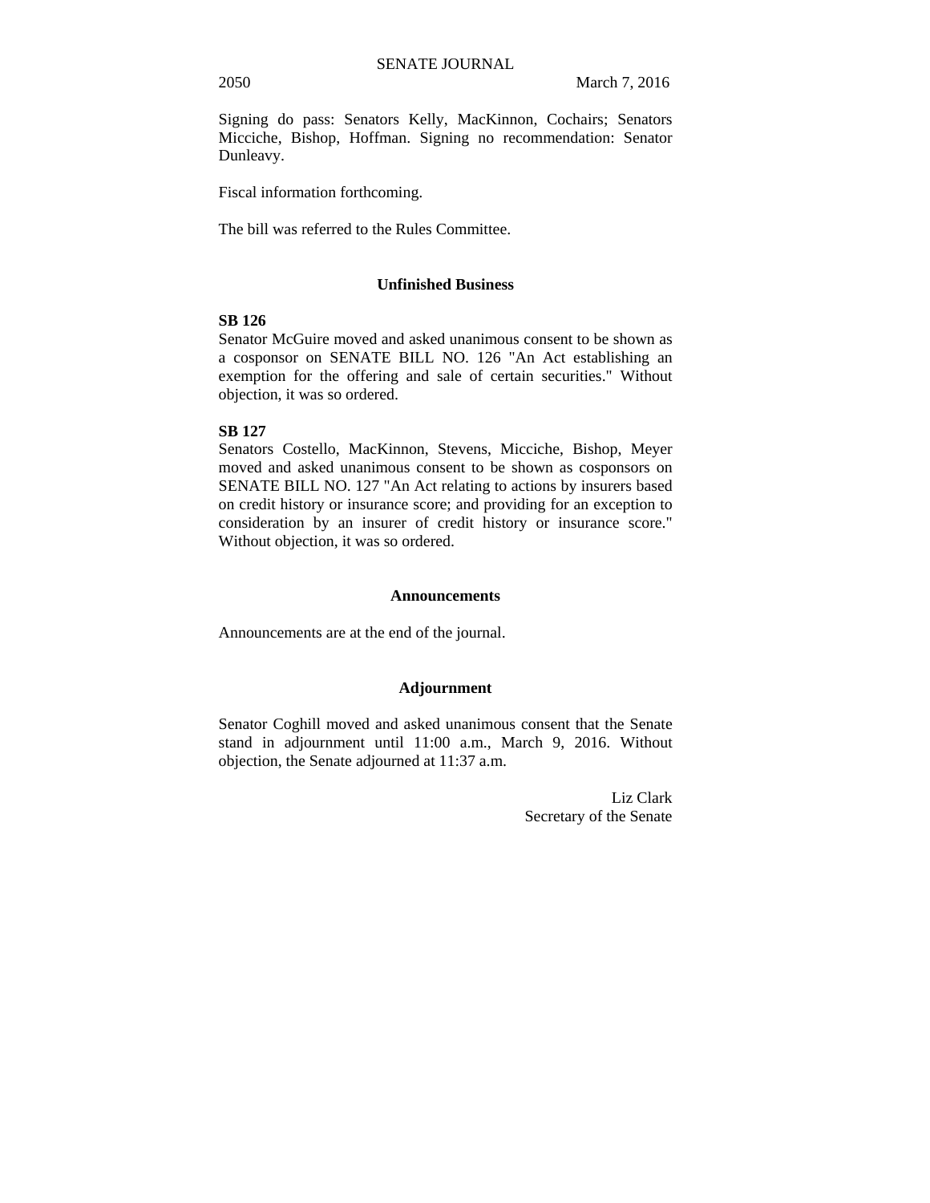Signing do pass: Senators Kelly, MacKinnon, Cochairs; Senators Micciche, Bishop, Hoffman. Signing no recommendation: Senator Dunleavy.

Fiscal information forthcoming.

The bill was referred to the Rules Committee.

## Unfinished Business

**SB 126**

Senator McGuire moved and asked unanimous consent to be shown as a cosponsor on SENATE BILL NO. 126 "An Act establishing an exemption for the offering and sale of certain securities." Without objection, it was so ordered.

**SB 127**

Senators Costello, MacKinnon, Stevens, Micciche, Bishop, Meyer moved and asked unanimous consent to be shown as cosponsors on SENATE BILL NO. 127 "An Act relating to actions by insurers based on credit history or insurance score; and providing for an exception to consideration by an insurer of credit history or insurance score." Without objection, it was so ordered.

## Announcements

Announcements are at the end of the journal.

## Adjournment

Senator Coghill moved and asked unanimous consent that the Senate stand in adjournment until 11:00 a.m., March 9, 2016. Without objection, the Senate adjourned at 11:37 a.m.

Liz Clark
Secretary of the Senate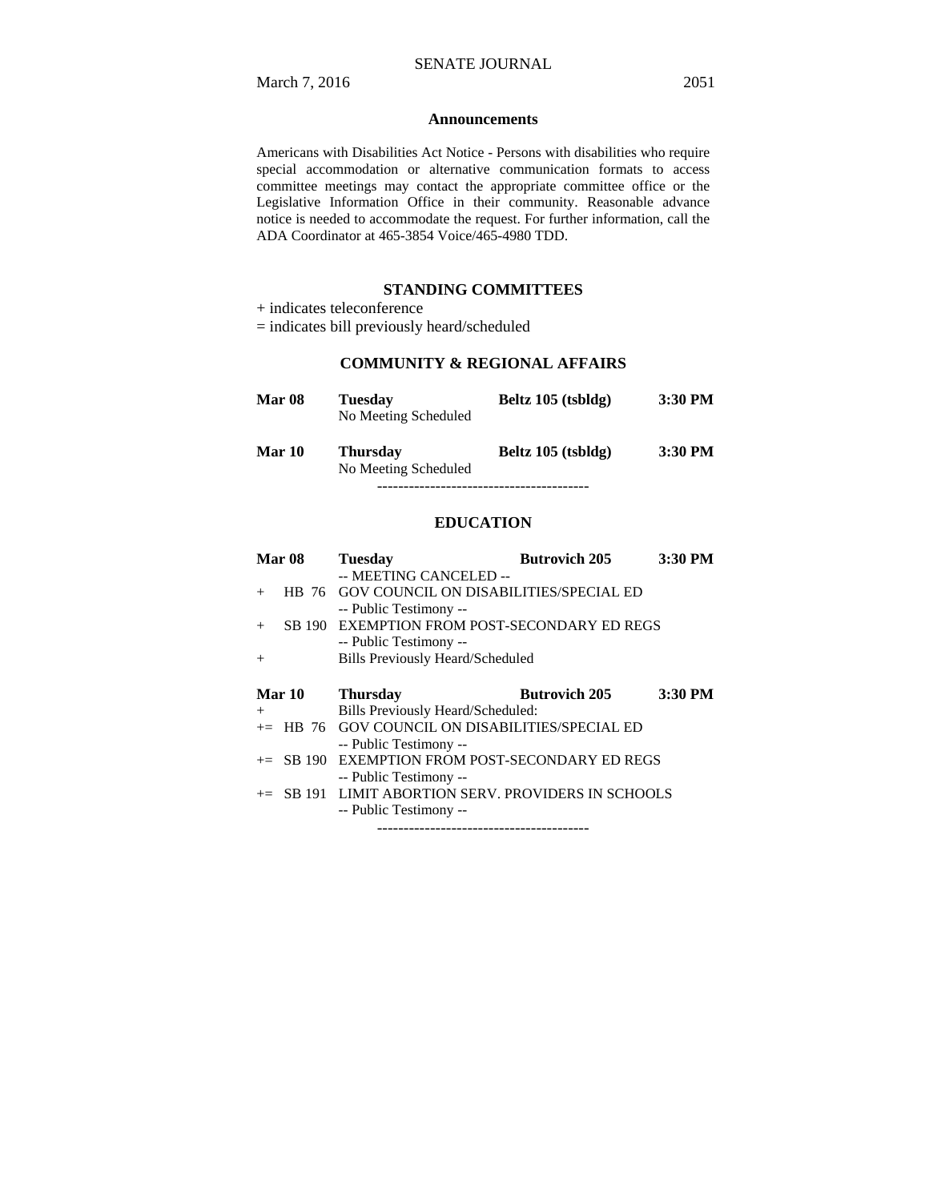### Announcements

Americans with Disabilities Act Notice - Persons with disabilities who require special accommodation or alternative communication formats to access committee meetings may contact the appropriate committee office or the Legislative Information Office in their community. Reasonable advance notice is needed to accommodate the request. For further information, call the ADA Coordinator at 465-3854 Voice/465-4980 TDD.

## STANDING COMMITTEES

+ indicates teleconference
= indicates bill previously heard/scheduled

### COMMUNITY & REGIONAL AFFAIRS

**Mar 08** **Tuesday** **Beltz 105 (tsbldg)** **3:30 PM**
No Meeting Scheduled

**Mar 10** **Thursday** **Beltz 105 (tsbldg)** **3:30 PM**
No Meeting Scheduled

----------------------------------------

### EDUCATION

**Mar 08** **Tuesday** **Butrovich 205** **3:30 PM**
-- MEETING CANCELED --
+ HB 76 GOV COUNCIL ON DISABILITIES/SPECIAL ED
-- Public Testimony --
+ SB 190 EXEMPTION FROM POST-SECONDARY ED REGS
-- Public Testimony --
+ Bills Previously Heard/Scheduled

**Mar 10** **Thursday** **Butrovich 205** **3:30 PM**
+ Bills Previously Heard/Scheduled:
+= HB 76 GOV COUNCIL ON DISABILITIES/SPECIAL ED
-- Public Testimony --
+= SB 190 EXEMPTION FROM POST-SECONDARY ED REGS
-- Public Testimony --
+= SB 191 LIMIT ABORTION SERV. PROVIDERS IN SCHOOLS
-- Public Testimony --

----------------------------------------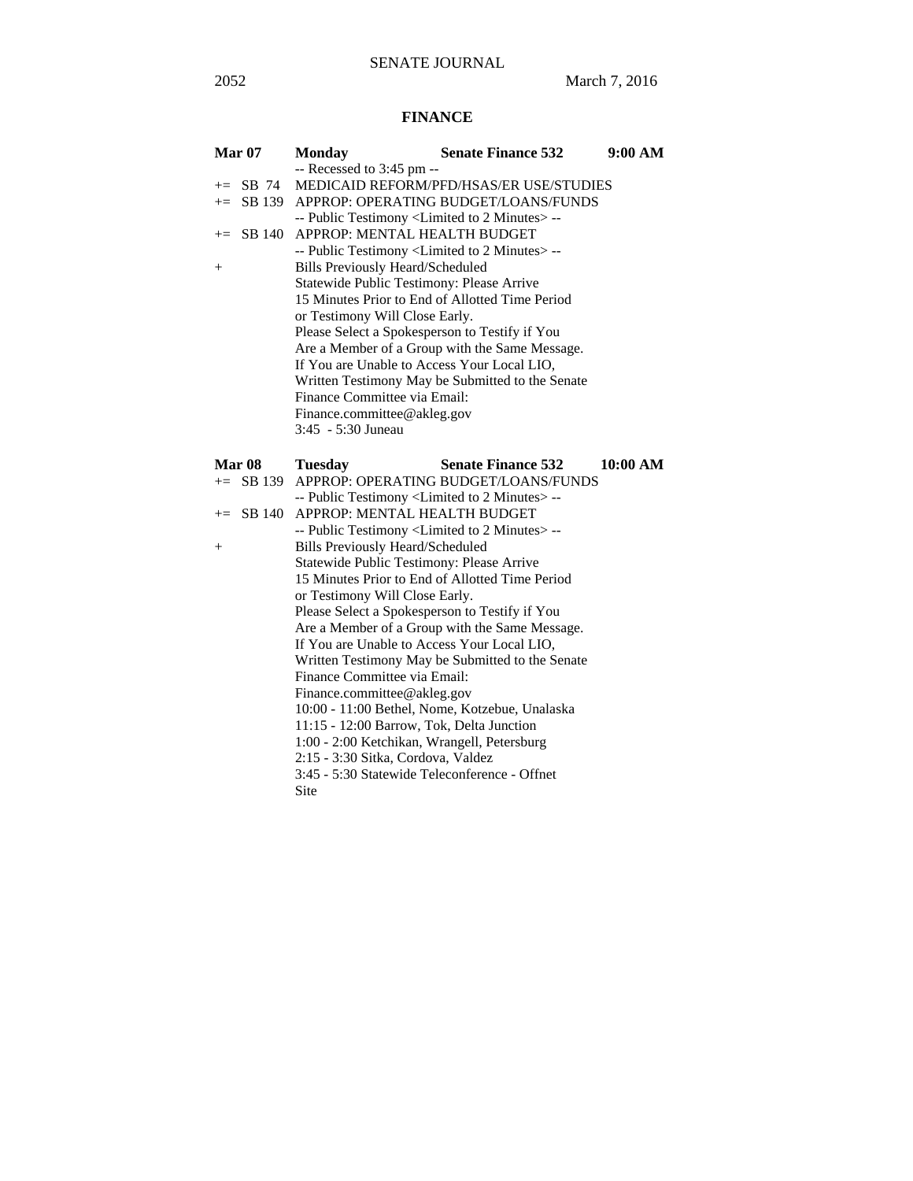## FINANCE

**Mar 07** **Monday** **Senate Finance 532** **9:00 AM**

-- Recessed to 3:45 pm --

+= SB 74 MEDICAID REFORM/PFD/HSAS/ER USE/STUDIES

+= SB 139 APPROP: OPERATING BUDGET/LOANS/FUNDS

-- Public Testimony <Limited to 2 Minutes> --

+= SB 140 APPROP: MENTAL HEALTH BUDGET

-- Public Testimony <Limited to 2 Minutes> --

\+ Bills Previously Heard/Scheduled

Statewide Public Testimony: Please Arrive 15 Minutes Prior to End of Allotted Time Period or Testimony Will Close Early.

Please Select a Spokesperson to Testify if You Are a Member of a Group with the Same Message.

If You are Unable to Access Your Local LIO, Written Testimony May be Submitted to the Senate Finance Committee via Email:

Finance.committee@akleg.gov

3:45 - 5:30 Juneau

**Mar 08** **Tuesday** **Senate Finance 532** **10:00 AM**

+= SB 139 APPROP: OPERATING BUDGET/LOANS/FUNDS

-- Public Testimony <Limited to 2 Minutes> --

+= SB 140 APPROP: MENTAL HEALTH BUDGET

-- Public Testimony <Limited to 2 Minutes> --

\+ Bills Previously Heard/Scheduled

Statewide Public Testimony: Please Arrive 15 Minutes Prior to End of Allotted Time Period or Testimony Will Close Early.

Please Select a Spokesperson to Testify if You Are a Member of a Group with the Same Message.

If You are Unable to Access Your Local LIO, Written Testimony May be Submitted to the Senate Finance Committee via Email:

Finance.committee@akleg.gov

10:00 - 11:00 Bethel, Nome, Kotzebue, Unalaska

11:15 - 12:00 Barrow, Tok, Delta Junction

1:00 - 2:00 Ketchikan, Wrangell, Petersburg

2:15 - 3:30 Sitka, Cordova, Valdez

3:45 - 5:30 Statewide Teleconference - Offnet Site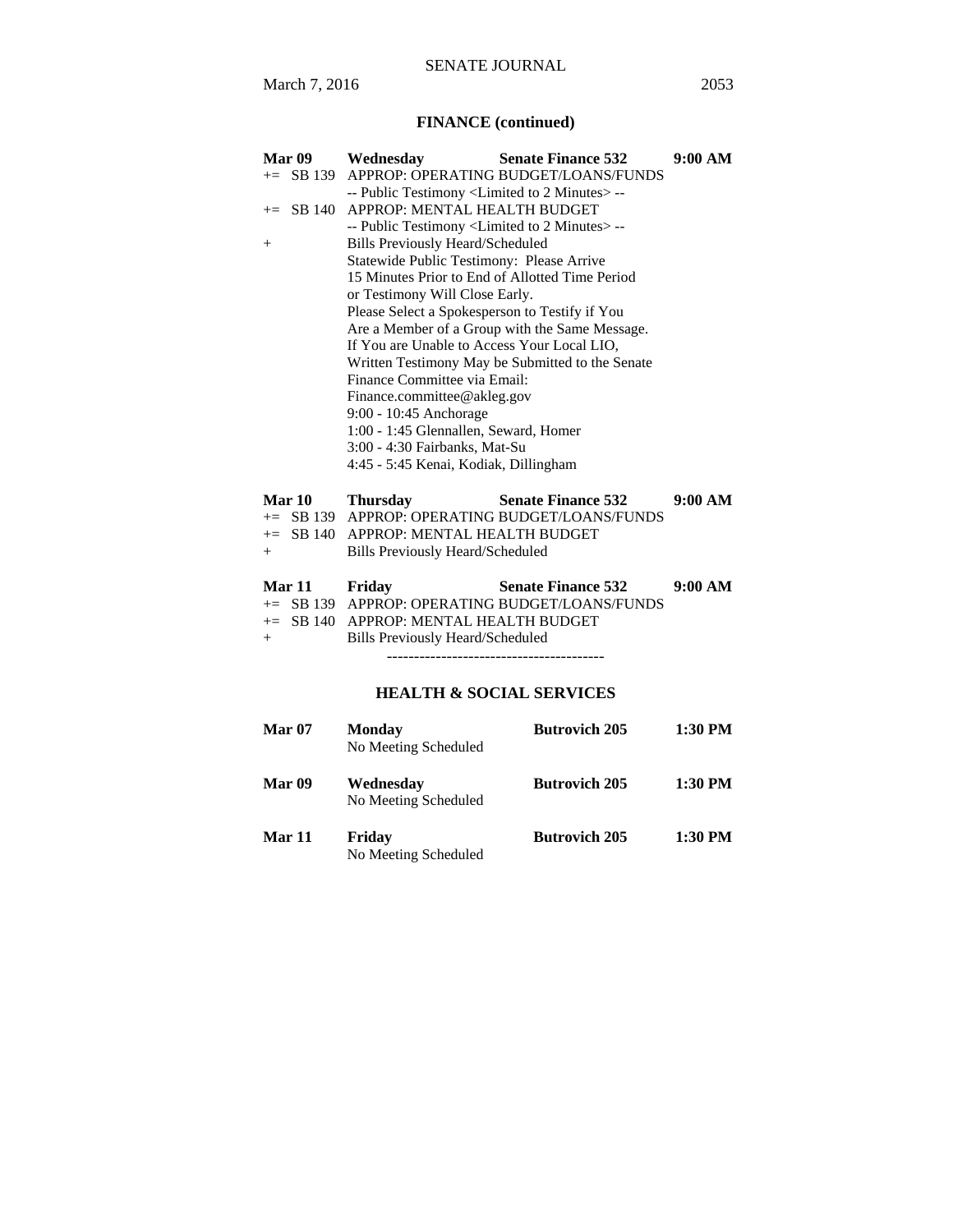## FINANCE (continued)

**Mar 09 Wednesday Senate Finance 532 9:00 AM**

+= SB 139 APPROP: OPERATING BUDGET/LOANS/FUNDS
-- Public Testimony <Limited to 2 Minutes> --
+= SB 140 APPROP: MENTAL HEALTH BUDGET
-- Public Testimony <Limited to 2 Minutes> --
\+ Bills Previously Heard/Scheduled
Statewide Public Testimony: Please Arrive
15 Minutes Prior to End of Allotted Time Period
or Testimony Will Close Early.
Please Select a Spokesperson to Testify if You
Are a Member of a Group with the Same Message.
If You are Unable to Access Your Local LIO,
Written Testimony May be Submitted to the Senate
Finance Committee via Email:
Finance.committee@akleg.gov
9:00 - 10:45 Anchorage
1:00 - 1:45 Glennallen, Seward, Homer
3:00 - 4:30 Fairbanks, Mat-Su
4:45 - 5:45 Kenai, Kodiak, Dillingham

**Mar 10 Thursday Senate Finance 532 9:00 AM**

+= SB 139 APPROP: OPERATING BUDGET/LOANS/FUNDS
+= SB 140 APPROP: MENTAL HEALTH BUDGET
\+ Bills Previously Heard/Scheduled

**Mar 11 Friday Senate Finance 532 9:00 AM**

+= SB 139 APPROP: OPERATING BUDGET/LOANS/FUNDS
+= SB 140 APPROP: MENTAL HEALTH BUDGET
\+ Bills Previously Heard/Scheduled

----------------------------------------

## HEALTH & SOCIAL SERVICES

**Mar 07 Monday Butrovich 205 1:30 PM**
No Meeting Scheduled

**Mar 09 Wednesday Butrovich 205 1:30 PM**
No Meeting Scheduled

**Mar 11 Friday Butrovich 205 1:30 PM**
No Meeting Scheduled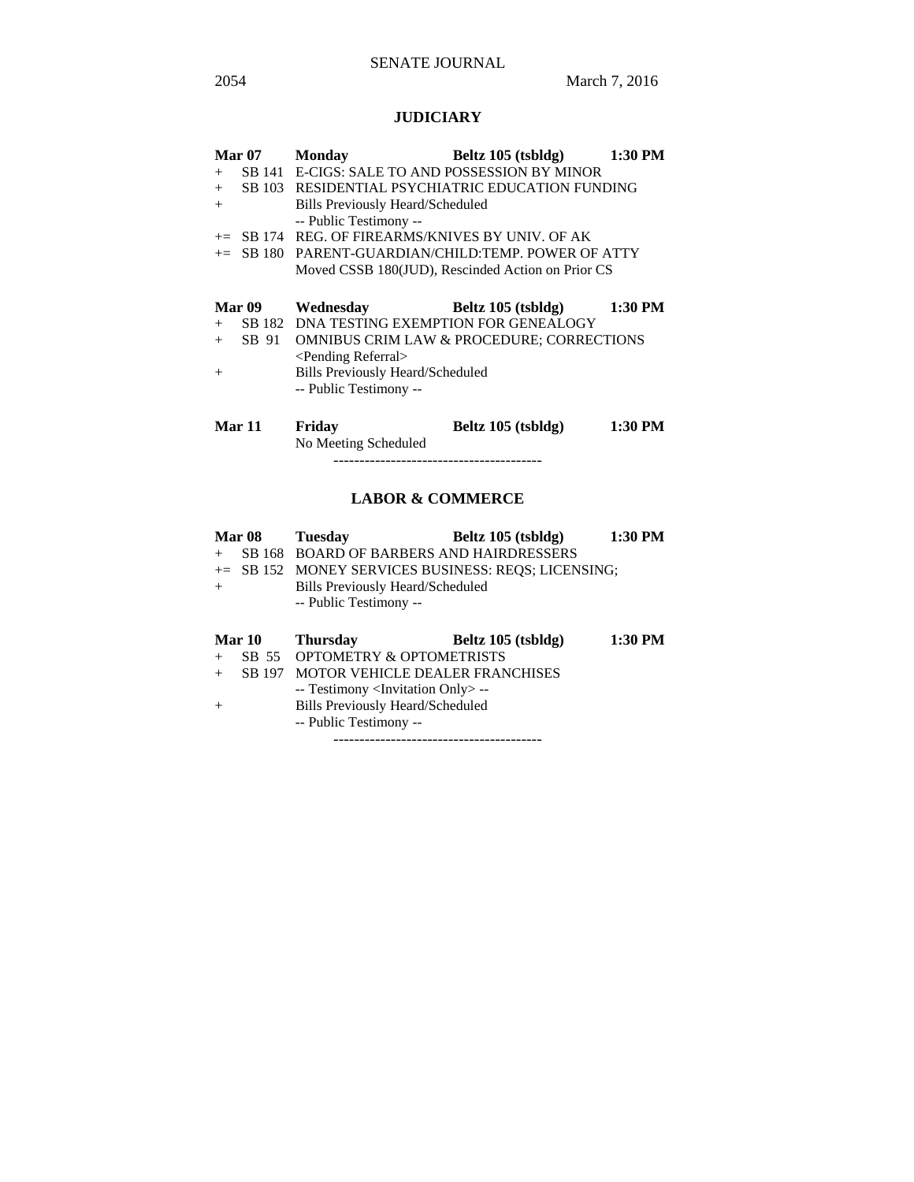## JUDICIARY

**Mar 07** **Monday** **Beltz 105 (tsbldg)** **1:30 PM**

+ SB 141 E-CIGS: SALE TO AND POSSESSION BY MINOR
+ SB 103 RESIDENTIAL PSYCHIATRIC EDUCATION FUNDING
+ Bills Previously Heard/Scheduled
  -- Public Testimony --
+= SB 174 REG. OF FIREARMS/KNIVES BY UNIV. OF AK
+= SB 180 PARENT-GUARDIAN/CHILD:TEMP. POWER OF ATTY
  Moved CSSB 180(JUD), Rescinded Action on Prior CS

**Mar 09** **Wednesday** **Beltz 105 (tsbldg)** **1:30 PM**

+ SB 182 DNA TESTING EXEMPTION FOR GENEALOGY
+ SB 91 OMNIBUS CRIM LAW & PROCEDURE; CORRECTIONS
  <Pending Referral>
+ Bills Previously Heard/Scheduled
  -- Public Testimony --

**Mar 11** **Friday** **Beltz 105 (tsbldg)** **1:30 PM**

No Meeting Scheduled

----------------------------------------

## LABOR & COMMERCE

**Mar 08** **Tuesday** **Beltz 105 (tsbldg)** **1:30 PM**

+ SB 168 BOARD OF BARBERS AND HAIRDRESSERS
+= SB 152 MONEY SERVICES BUSINESS: REQS; LICENSING;
+ Bills Previously Heard/Scheduled
  -- Public Testimony --

**Mar 10** **Thursday** **Beltz 105 (tsbldg)** **1:30 PM**

+ SB 55 OPTOMETRY & OPTOMETRISTS
+ SB 197 MOTOR VEHICLE DEALER FRANCHISES
  -- Testimony <Invitation Only> --
+ Bills Previously Heard/Scheduled
  -- Public Testimony --

----------------------------------------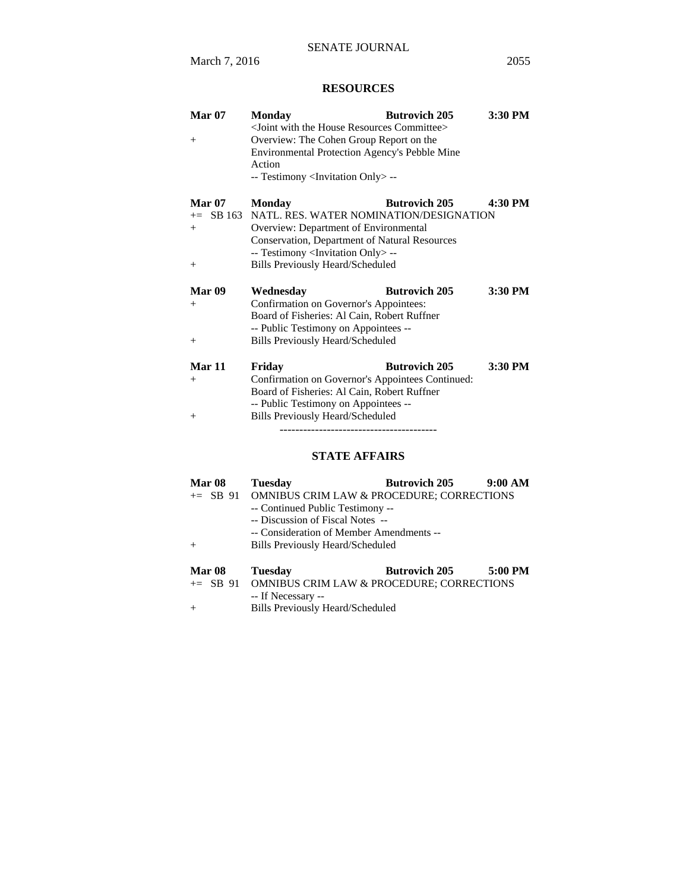## RESOURCES

**Mar 07** **Monday** **Butrovich 205** **3:30 PM**
<Joint with the House Resources Committee>
\+ Overview: The Cohen Group Report on the Environmental Protection Agency's Pebble Mine Action
-- Testimony <Invitation Only> --

**Mar 07** **Monday** **Butrovich 205** **4:30 PM**
+= SB 163 NATL. RES. WATER NOMINATION/DESIGNATION
\+ Overview: Department of Environmental Conservation, Department of Natural Resources
-- Testimony <Invitation Only> --
\+ Bills Previously Heard/Scheduled

**Mar 09** **Wednesday** **Butrovich 205** **3:30 PM**
\+ Confirmation on Governor's Appointees:
Board of Fisheries: Al Cain, Robert Ruffner
-- Public Testimony on Appointees --
\+ Bills Previously Heard/Scheduled

**Mar 11** **Friday** **Butrovich 205** **3:30 PM**
\+ Confirmation on Governor's Appointees Continued:
Board of Fisheries: Al Cain, Robert Ruffner
-- Public Testimony on Appointees --
\+ Bills Previously Heard/Scheduled

----------------------------------------

## STATE AFFAIRS

**Mar 08** **Tuesday** **Butrovich 205** **9:00 AM**
+= SB 91 OMNIBUS CRIM LAW & PROCEDURE; CORRECTIONS
-- Continued Public Testimony --
-- Discussion of Fiscal Notes --
-- Consideration of Member Amendments --
\+ Bills Previously Heard/Scheduled

**Mar 08** **Tuesday** **Butrovich 205** **5:00 PM**
+= SB 91 OMNIBUS CRIM LAW & PROCEDURE; CORRECTIONS
-- If Necessary --
\+ Bills Previously Heard/Scheduled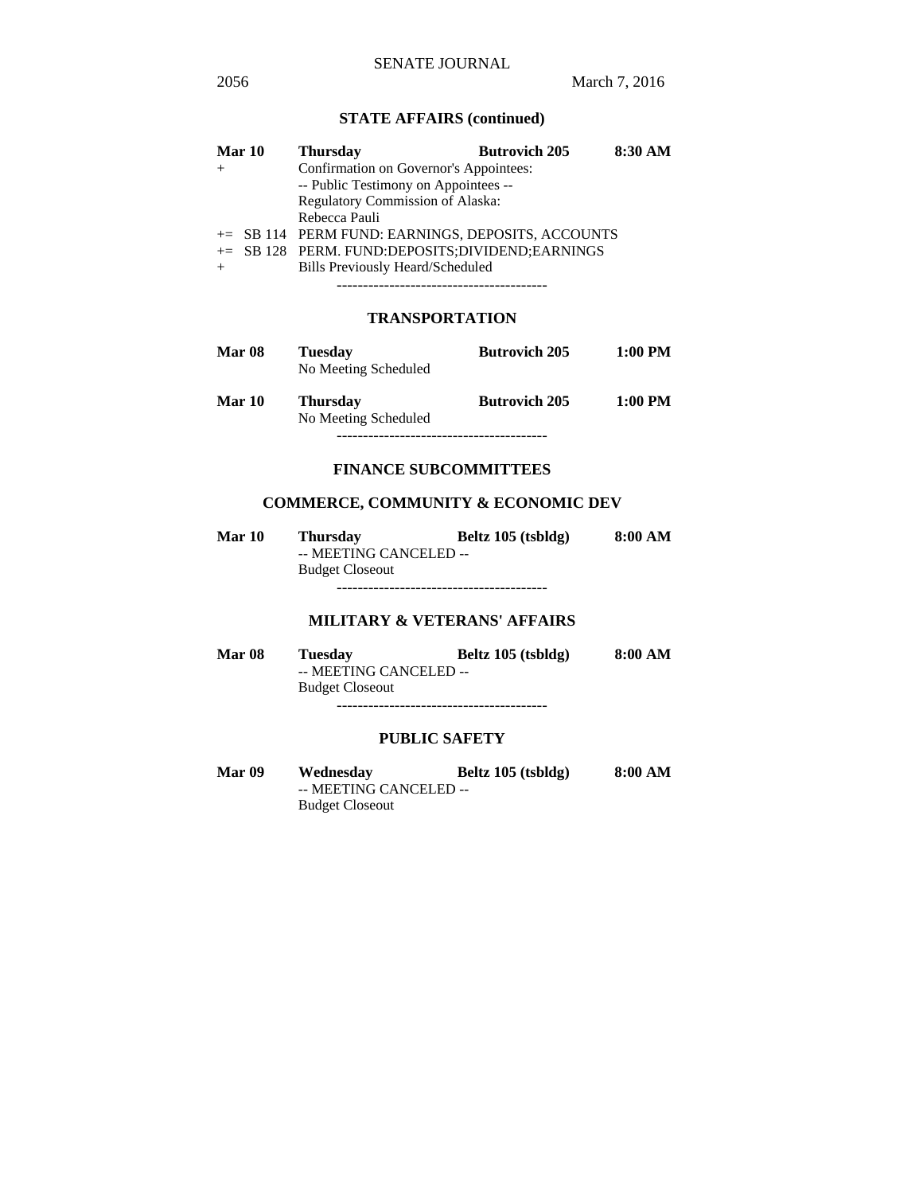## STATE AFFAIRS (continued)

**Mar 10** **Thursday** **Butrovich 205** **8:30 AM**

+ Confirmation on Governor's Appointees:
  -- Public Testimony on Appointees --
  Regulatory Commission of Alaska:
  Rebecca Pauli

+= SB 114 PERM FUND: EARNINGS, DEPOSITS, ACCOUNTS

+= SB 128 PERM. FUND:DEPOSITS;DIVIDEND;EARNINGS

+ Bills Previously Heard/Scheduled

----------------------------------------

## TRANSPORTATION

**Mar 08** **Tuesday** **Butrovich 205** **1:00 PM**

No Meeting Scheduled

**Mar 10** **Thursday** **Butrovich 205** **1:00 PM**

No Meeting Scheduled

----------------------------------------

## FINANCE SUBCOMMITTEES

### COMMERCE, COMMUNITY & ECONOMIC DEV

**Mar 10** **Thursday** **Beltz 105 (tsbldg)** **8:00 AM**

-- MEETING CANCELED --
Budget Closeout

----------------------------------------

### MILITARY & VETERANS' AFFAIRS

**Mar 08** **Tuesday** **Beltz 105 (tsbldg)** **8:00 AM**

-- MEETING CANCELED --
Budget Closeout

----------------------------------------

### PUBLIC SAFETY

**Mar 09** **Wednesday** **Beltz 105 (tsbldg)** **8:00 AM**

-- MEETING CANCELED --
Budget Closeout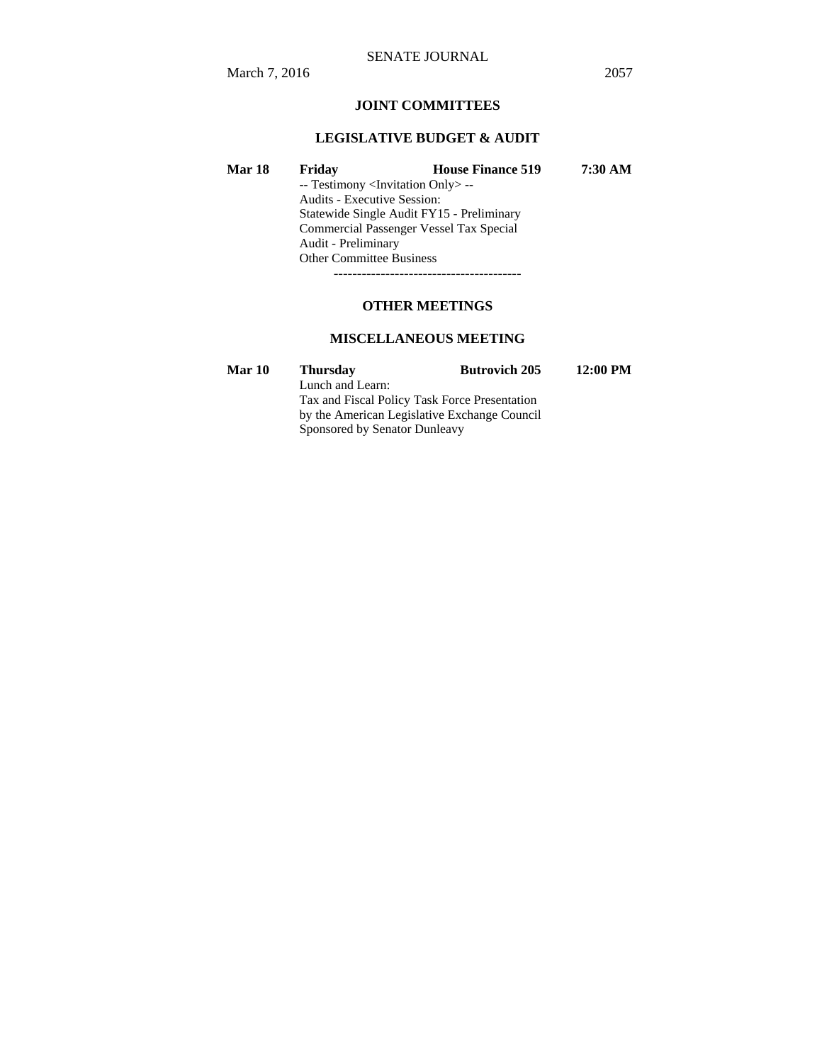## JOINT COMMITTEES

### LEGISLATIVE BUDGET & AUDIT

| | | | |
|---|---|---|---|
| **Mar 18** | **Friday** | **House Finance 519** | **7:30 AM** |

-- Testimony <Invitation Only> --
Audits - Executive Session:
Statewide Single Audit FY15 - Preliminary
Commercial Passenger Vessel Tax Special Audit - Preliminary
Other Committee Business

----------------------------------------

## OTHER MEETINGS

### MISCELLANEOUS MEETING

| | | | |
|---|---|---|---|
| **Mar 10** | **Thursday** | **Butrovich 205** | **12:00 PM** |

Lunch and Learn:
Tax and Fiscal Policy Task Force Presentation by the American Legislative Exchange Council
Sponsored by Senator Dunleavy